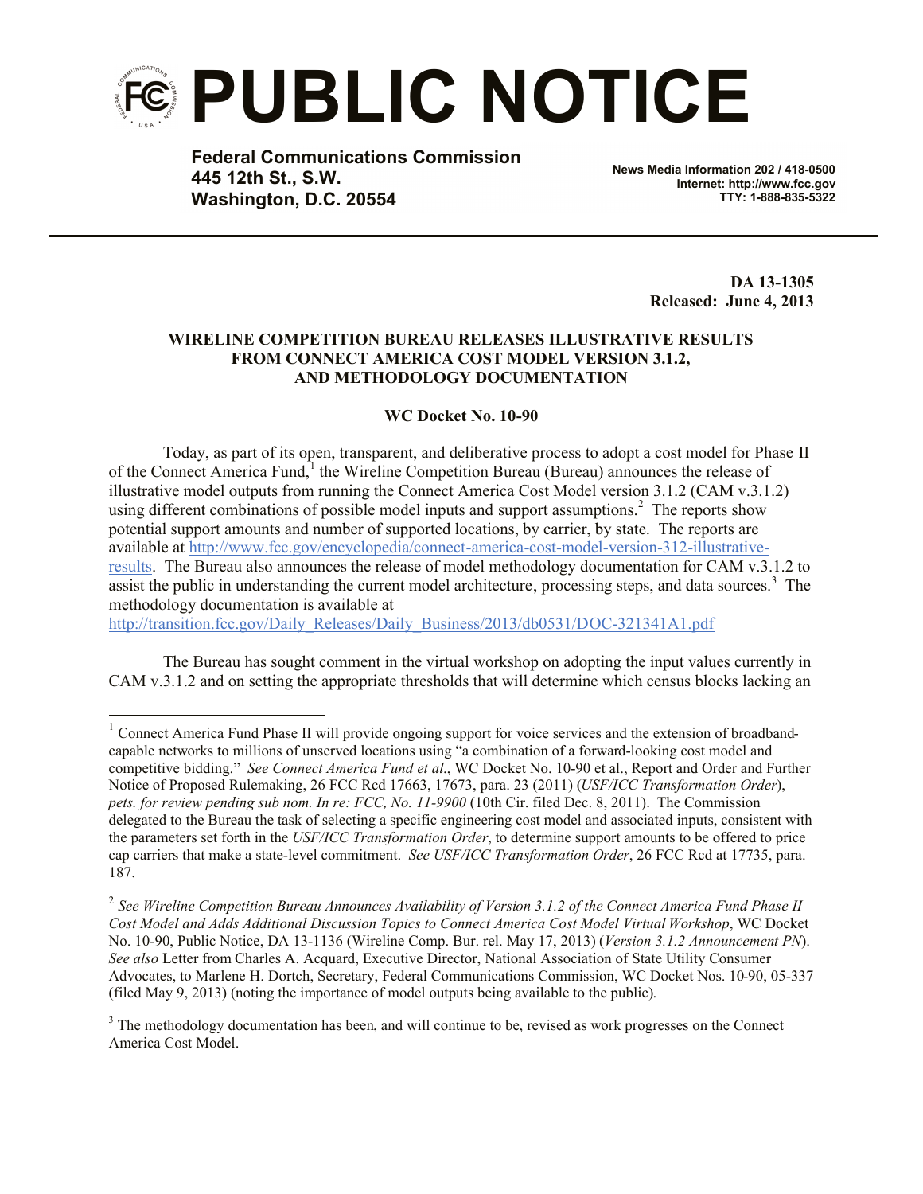# PUBLIC NOTICE

**Federal Communications Commission**
**445 12th St., S.W.**
**Washington, D.C. 20554**

**News Media Information 202 / 418-0500**
**Internet: http://www.fcc.gov**
**TTY: 1-888-835-5322**

**DA 13-1305**
**Released: June 4, 2013**

**WIRELINE COMPETITION BUREAU RELEASES ILLUSTRATIVE RESULTS FROM CONNECT AMERICA COST MODEL VERSION 3.1.2, AND METHODOLOGY DOCUMENTATION**

**WC Docket No. 10-90**

Today, as part of its open, transparent, and deliberative process to adopt a cost model for Phase II of the Connect America Fund,[1] the Wireline Competition Bureau (Bureau) announces the release of illustrative model outputs from running the Connect America Cost Model version 3.1.2 (CAM v.3.1.2) using different combinations of possible model inputs and support assumptions.[2] The reports show potential support amounts and number of supported locations, by carrier, by state. The reports are available at http://www.fcc.gov/encyclopedia/connect-america-cost-model-version-312-illustrative-results. The Bureau also announces the release of model methodology documentation for CAM v.3.1.2 to assist the public in understanding the current model architecture, processing steps, and data sources.[3] The methodology documentation is available at http://transition.fcc.gov/Daily_Releases/Daily_Business/2013/db0531/DOC-321341A1.pdf

The Bureau has sought comment in the virtual workshop on adopting the input values currently in CAM v.3.1.2 and on setting the appropriate thresholds that will determine which census blocks lacking an

---

[1] Connect America Fund Phase II will provide ongoing support for voice services and the extension of broadband-capable networks to millions of unserved locations using "a combination of a forward-looking cost model and competitive bidding." *See Connect America Fund et al.*, WC Docket No. 10-90 et al., Report and Order and Further Notice of Proposed Rulemaking, 26 FCC Rcd 17663, 17673, para. 23 (2011) (*USF/ICC Transformation Order*), *pets. for review pending sub nom. In re: FCC, No. 11-9900* (10th Cir. filed Dec. 8, 2011). The Commission delegated to the Bureau the task of selecting a specific engineering cost model and associated inputs, consistent with the parameters set forth in the *USF/ICC Transformation Order*, to determine support amounts to be offered to price cap carriers that make a state-level commitment. *See USF/ICC Transformation Order*, 26 FCC Rcd at 17735, para. 187.

[2] *See Wireline Competition Bureau Announces Availability of Version 3.1.2 of the Connect America Fund Phase II Cost Model and Adds Additional Discussion Topics to Connect America Cost Model Virtual Workshop*, WC Docket No. 10-90, Public Notice, DA 13-1136 (Wireline Comp. Bur. rel. May 17, 2013) (*Version 3.1.2 Announcement PN*). *See also* Letter from Charles A. Acquard, Executive Director, National Association of State Utility Consumer Advocates, to Marlene H. Dortch, Secretary, Federal Communications Commission, WC Docket Nos. 10-90, 05-337 (filed May 9, 2013) (noting the importance of model outputs being available to the public).

[3] The methodology documentation has been, and will continue to be, revised as work progresses on the Connect America Cost Model.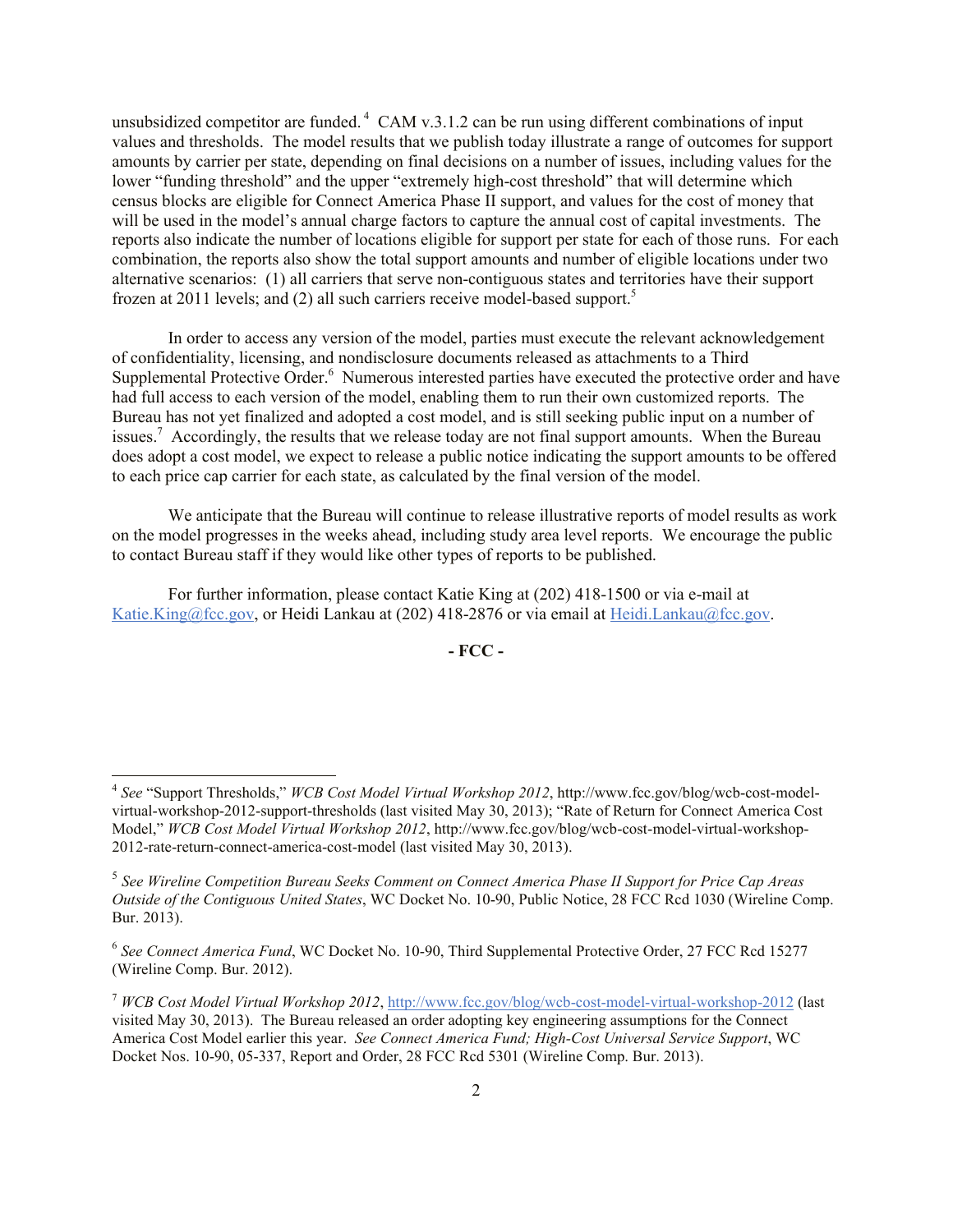unsubsidized competitor are funded.[4] CAM v.3.1.2 can be run using different combinations of input values and thresholds. The model results that we publish today illustrate a range of outcomes for support amounts by carrier per state, depending on final decisions on a number of issues, including values for the lower "funding threshold" and the upper "extremely high-cost threshold" that will determine which census blocks are eligible for Connect America Phase II support, and values for the cost of money that will be used in the model's annual charge factors to capture the annual cost of capital investments. The reports also indicate the number of locations eligible for support per state for each of those runs. For each combination, the reports also show the total support amounts and number of eligible locations under two alternative scenarios: (1) all carriers that serve non-contiguous states and territories have their support frozen at 2011 levels; and (2) all such carriers receive model-based support.[5]

In order to access any version of the model, parties must execute the relevant acknowledgement of confidentiality, licensing, and nondisclosure documents released as attachments to a Third Supplemental Protective Order.[6] Numerous interested parties have executed the protective order and have had full access to each version of the model, enabling them to run their own customized reports. The Bureau has not yet finalized and adopted a cost model, and is still seeking public input on a number of issues.[7] Accordingly, the results that we release today are not final support amounts. When the Bureau does adopt a cost model, we expect to release a public notice indicating the support amounts to be offered to each price cap carrier for each state, as calculated by the final version of the model.

We anticipate that the Bureau will continue to release illustrative reports of model results as work on the model progresses in the weeks ahead, including study area level reports. We encourage the public to contact Bureau staff if they would like other types of reports to be published.

For further information, please contact Katie King at (202) 418-1500 or via e-mail at Katie.King@fcc.gov, or Heidi Lankau at (202) 418-2876 or via email at Heidi.Lankau@fcc.gov.

**- FCC -**

---

[4] *See* "Support Thresholds," *WCB Cost Model Virtual Workshop 2012*, http://www.fcc.gov/blog/wcb-cost-model-virtual-workshop-2012-support-thresholds (last visited May 30, 2013); "Rate of Return for Connect America Cost Model," *WCB Cost Model Virtual Workshop 2012*, http://www.fcc.gov/blog/wcb-cost-model-virtual-workshop-2012-rate-return-connect-america-cost-model (last visited May 30, 2013).

[5] *See Wireline Competition Bureau Seeks Comment on Connect America Phase II Support for Price Cap Areas Outside of the Contiguous United States*, WC Docket No. 10-90, Public Notice, 28 FCC Rcd 1030 (Wireline Comp. Bur. 2013).

[6] *See Connect America Fund*, WC Docket No. 10-90, Third Supplemental Protective Order, 27 FCC Rcd 15277 (Wireline Comp. Bur. 2012).

[7] *WCB Cost Model Virtual Workshop 2012*, http://www.fcc.gov/blog/wcb-cost-model-virtual-workshop-2012 (last visited May 30, 2013). The Bureau released an order adopting key engineering assumptions for the Connect America Cost Model earlier this year. *See Connect America Fund; High-Cost Universal Service Support*, WC Docket Nos. 10-90, 05-337, Report and Order, 28 FCC Rcd 5301 (Wireline Comp. Bur. 2013).